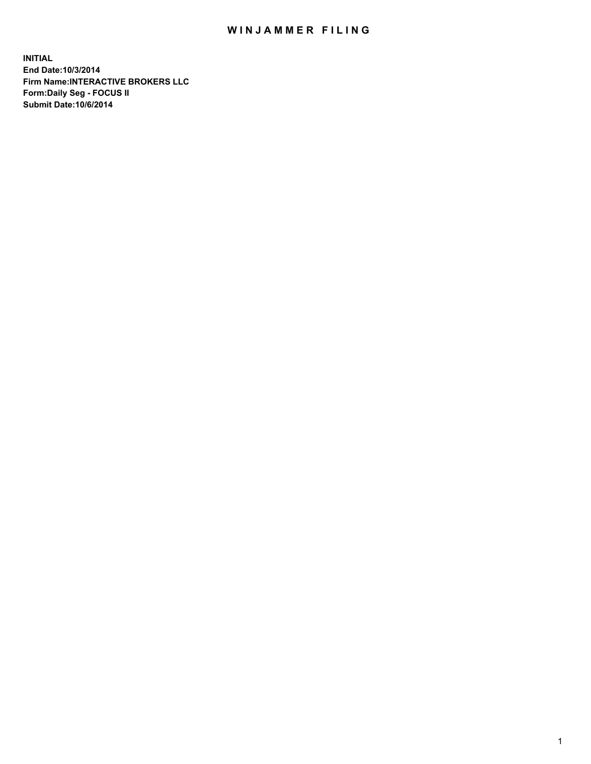# WINJAMMER FILING

**INITIAL**
**End Date:10/3/2014**
**Firm Name:INTERACTIVE BROKERS LLC**
**Form:Daily Seg - FOCUS II**
**Submit Date:10/6/2014**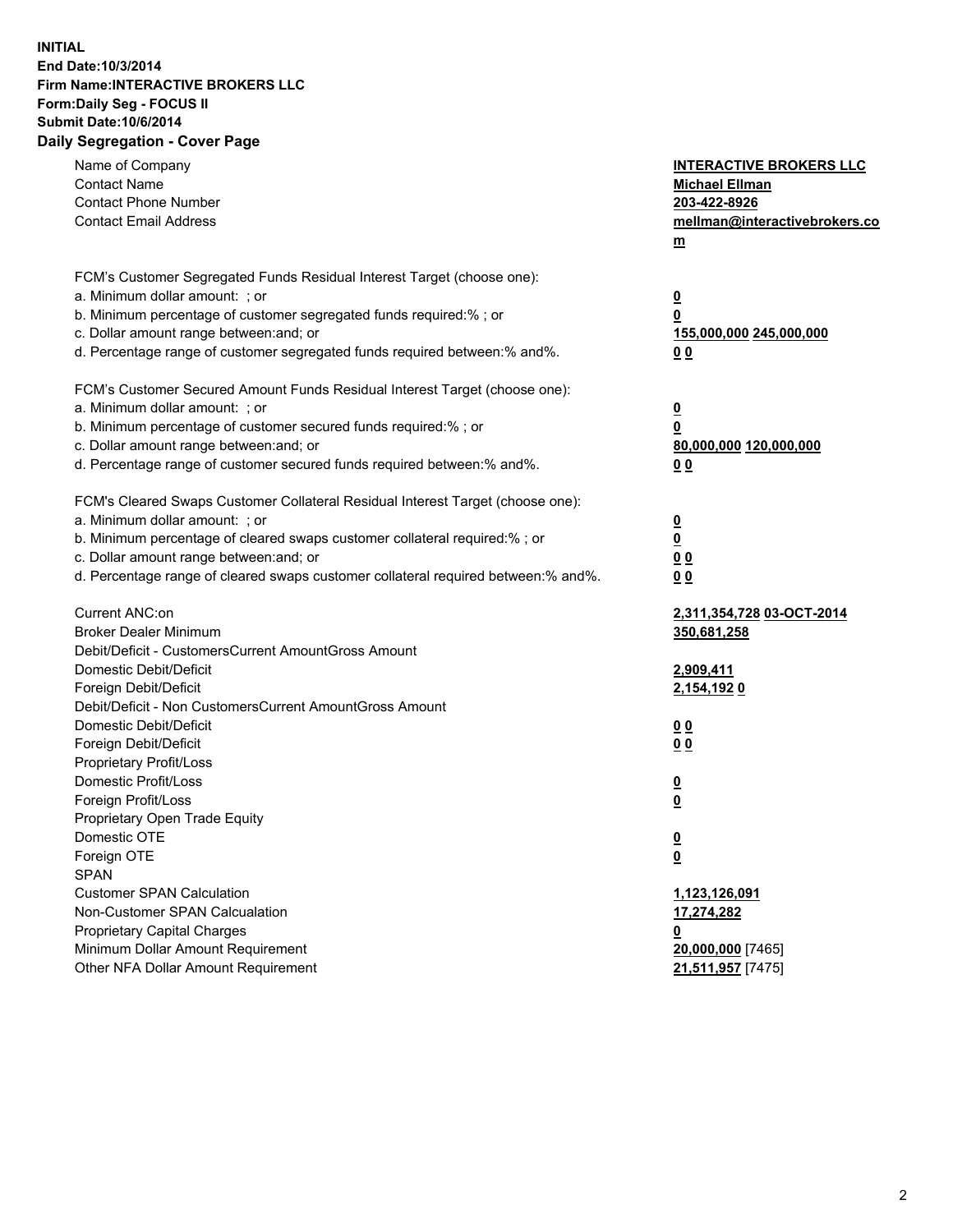**INITIAL**
**End Date:10/3/2014**
**Firm Name:INTERACTIVE BROKERS LLC**
**Form:Daily Seg - FOCUS II**
**Submit Date:10/6/2014**

## Daily Segregation - Cover Page

| | |
|---|---|
| Name of Company | **INTERACTIVE BROKERS LLC** |
| Contact Name | **Michael Ellman** |
| Contact Phone Number | **203-422-8926** |
| Contact Email Address | **mellman@interactivebrokers.com** |
| FCM's Customer Segregated Funds Residual Interest Target (choose one): | |
| a. Minimum dollar amount: ; or | **0** |
| b. Minimum percentage of customer segregated funds required:% ; or | **0** |
| c. Dollar amount range between:and; or | **155,000,000 245,000,000** |
| d. Percentage range of customer segregated funds required between:% and%. | **0 0** |
| FCM's Customer Secured Amount Funds Residual Interest Target (choose one): | |
| a. Minimum dollar amount: ; or | **0** |
| b. Minimum percentage of customer secured funds required:% ; or | **0** |
| c. Dollar amount range between:and; or | **80,000,000 120,000,000** |
| d. Percentage range of customer secured funds required between:% and%. | **0 0** |
| FCM's Cleared Swaps Customer Collateral Residual Interest Target (choose one): | |
| a. Minimum dollar amount: ; or | **0** |
| b. Minimum percentage of cleared swaps customer collateral required:% ; or | **0** |
| c. Dollar amount range between:and; or | **0 0** |
| d. Percentage range of cleared swaps customer collateral required between:% and%. | **0 0** |
| Current ANC:on | **2,311,354,728 03-OCT-2014** |
| Broker Dealer Minimum | **350,681,258** |
| Debit/Deficit - CustomersCurrent AmountGross Amount | |
| Domestic Debit/Deficit | **2,909,411** |
| Foreign Debit/Deficit | **2,154,192 0** |
| Debit/Deficit - Non CustomersCurrent AmountGross Amount | |
| Domestic Debit/Deficit | **0 0** |
| Foreign Debit/Deficit | **0 0** |
| Proprietary Profit/Loss | |
| Domestic Profit/Loss | **0** |
| Foreign Profit/Loss | **0** |
| Proprietary Open Trade Equity | |
| Domestic OTE | **0** |
| Foreign OTE | **0** |
| SPAN | |
| Customer SPAN Calculation | **1,123,126,091** |
| Non-Customer SPAN Calcualation | **17,274,282** |
| Proprietary Capital Charges | **0** |
| Minimum Dollar Amount Requirement | **20,000,000** [7465] |
| Other NFA Dollar Amount Requirement | **21,511,957** [7475] |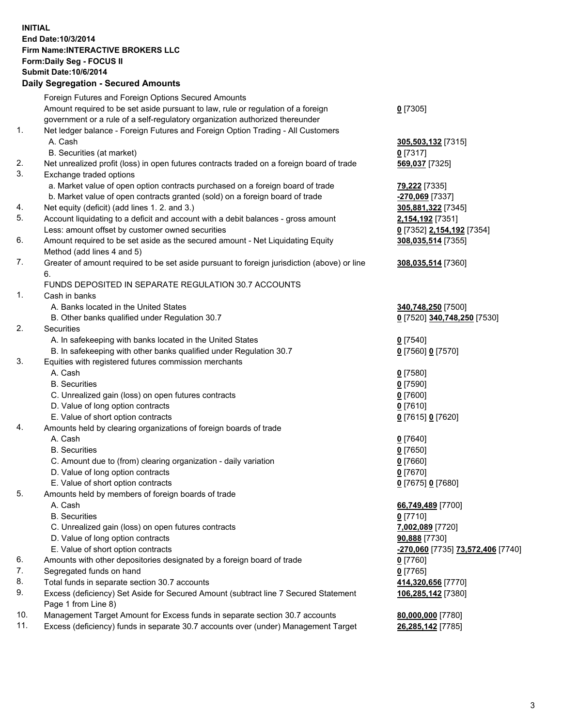**INITIAL**
**End Date:10/3/2014**
**Firm Name:INTERACTIVE BROKERS LLC**
**Form:Daily Seg - FOCUS II**
**Submit Date:10/6/2014**

## Daily Segregation - Secured Amounts

| | | |
|---|---|---|
| | Foreign Futures and Foreign Options Secured Amounts | |
| | Amount required to be set aside pursuant to law, rule or regulation of a foreign government or a rule of a self-regulatory organization authorized thereunder | **0** [7305] |
| 1. | Net ledger balance - Foreign Futures and Foreign Option Trading - All Customers | |
| | A. Cash | **305,503,132** [7315] |
| | B. Securities (at market) | **0** [7317] |
| 2. | Net unrealized profit (loss) in open futures contracts traded on a foreign board of trade | **569,037** [7325] |
| 3. | Exchange traded options | |
| | a. Market value of open option contracts purchased on a foreign board of trade | **79,222** [7335] |
| | b. Market value of open contracts granted (sold) on a foreign board of trade | **-270,069** [7337] |
| 4. | Net equity (deficit) (add lines 1. 2. and 3.) | **305,881,322** [7345] |
| 5. | Account liquidating to a deficit and account with a debit balances - gross amount | **2,154,192** [7351] |
| | Less: amount offset by customer owned securities | **0** [7352] **2,154,192** [7354] |
| 6. | Amount required to be set aside as the secured amount - Net Liquidating Equity Method (add lines 4 and 5) | **308,035,514** [7355] |
| 7. | Greater of amount required to be set aside pursuant to foreign jurisdiction (above) or line 6. | **308,035,514** [7360] |
| | FUNDS DEPOSITED IN SEPARATE REGULATION 30.7 ACCOUNTS | |
| 1. | Cash in banks | |
| | A. Banks located in the United States | **340,748,250** [7500] |
| | B. Other banks qualified under Regulation 30.7 | **0** [7520] **340,748,250** [7530] |
| 2. | Securities | |
| | A. In safekeeping with banks located in the United States | **0** [7540] |
| | B. In safekeeping with other banks qualified under Regulation 30.7 | **0** [7560] **0** [7570] |
| 3. | Equities with registered futures commission merchants | |
| | A. Cash | **0** [7580] |
| | B. Securities | **0** [7590] |
| | C. Unrealized gain (loss) on open futures contracts | **0** [7600] |
| | D. Value of long option contracts | **0** [7610] |
| | E. Value of short option contracts | **0** [7615] **0** [7620] |
| 4. | Amounts held by clearing organizations of foreign boards of trade | |
| | A. Cash | **0** [7640] |
| | B. Securities | **0** [7650] |
| | C. Amount due to (from) clearing organization - daily variation | **0** [7660] |
| | D. Value of long option contracts | **0** [7670] |
| | E. Value of short option contracts | **0** [7675] **0** [7680] |
| 5. | Amounts held by members of foreign boards of trade | |
| | A. Cash | **66,749,489** [7700] |
| | B. Securities | **0** [7710] |
| | C. Unrealized gain (loss) on open futures contracts | **7,002,089** [7720] |
| | D. Value of long option contracts | **90,888** [7730] |
| | E. Value of short option contracts | **-270,060** [7735] **73,572,406** [7740] |
| 6. | Amounts with other depositories designated by a foreign board of trade | **0** [7760] |
| 7. | Segregated funds on hand | **0** [7765] |
| 8. | Total funds in separate section 30.7 accounts | **414,320,656** [7770] |
| 9. | Excess (deficiency) Set Aside for Secured Amount (subtract line 7 Secured Statement Page 1 from Line 8) | **106,285,142** [7380] |
| 10. | Management Target Amount for Excess funds in separate section 30.7 accounts | **80,000,000** [7780] |
| 11. | Excess (deficiency) funds in separate 30.7 accounts over (under) Management Target | **26,285,142** [7785] |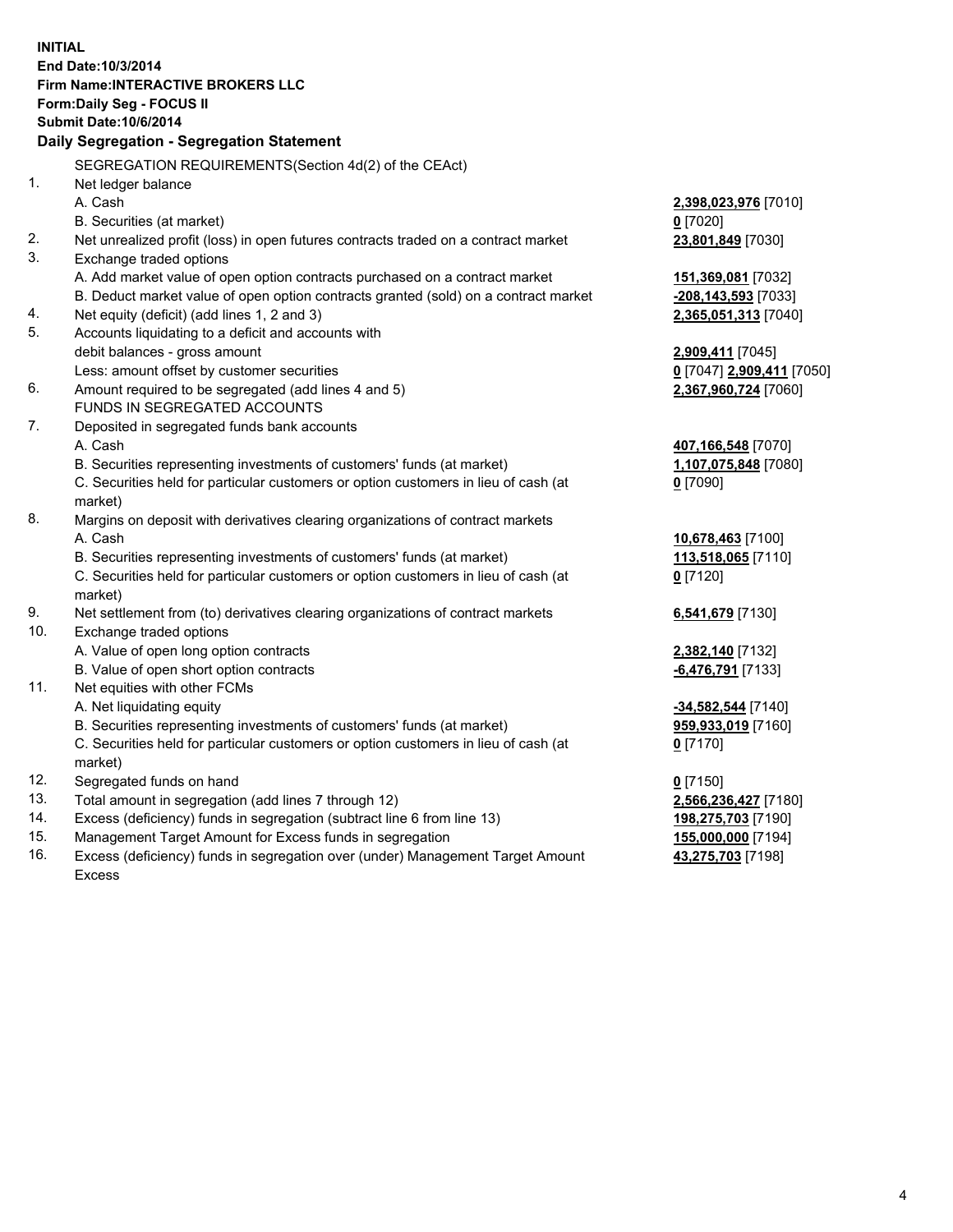**INITIAL**
**End Date:10/3/2014**
**Firm Name:INTERACTIVE BROKERS LLC**
**Form:Daily Seg - FOCUS II**
**Submit Date:10/6/2014**

## Daily Segregation - Segregation Statement

SEGREGATION REQUIREMENTS(Section 4d(2) of the CEAct)

| | | |
|---|---|---|
| 1. | Net ledger balance | |
| | A. Cash | **2,398,023,976** [7010] |
| | B. Securities (at market) | **0** [7020] |
| 2. | Net unrealized profit (loss) in open futures contracts traded on a contract market | **23,801,849** [7030] |
| 3. | Exchange traded options | |
| | A. Add market value of open option contracts purchased on a contract market | **151,369,081** [7032] |
| | B. Deduct market value of open option contracts granted (sold) on a contract market | **-208,143,593** [7033] |
| 4. | Net equity (deficit) (add lines 1, 2 and 3) | **2,365,051,313** [7040] |
| 5. | Accounts liquidating to a deficit and accounts with debit balances - gross amount | **2,909,411** [7045] |
| | Less: amount offset by customer securities | **0** [7047] **2,909,411** [7050] |
| 6. | Amount required to be segregated (add lines 4 and 5) | **2,367,960,724** [7060] |
| | FUNDS IN SEGREGATED ACCOUNTS | |
| 7. | Deposited in segregated funds bank accounts | |
| | A. Cash | **407,166,548** [7070] |
| | B. Securities representing investments of customers' funds (at market) | **1,107,075,848** [7080] |
| | C. Securities held for particular customers or option customers in lieu of cash (at market) | **0** [7090] |
| 8. | Margins on deposit with derivatives clearing organizations of contract markets | |
| | A. Cash | **10,678,463** [7100] |
| | B. Securities representing investments of customers' funds (at market) | **113,518,065** [7110] |
| | C. Securities held for particular customers or option customers in lieu of cash (at market) | **0** [7120] |
| 9. | Net settlement from (to) derivatives clearing organizations of contract markets | **6,541,679** [7130] |
| 10. | Exchange traded options | |
| | A. Value of open long option contracts | **2,382,140** [7132] |
| | B. Value of open short option contracts | **-6,476,791** [7133] |
| 11. | Net equities with other FCMs | |
| | A. Net liquidating equity | **-34,582,544** [7140] |
| | B. Securities representing investments of customers' funds (at market) | **959,933,019** [7160] |
| | C. Securities held for particular customers or option customers in lieu of cash (at market) | **0** [7170] |
| 12. | Segregated funds on hand | **0** [7150] |
| 13. | Total amount in segregation (add lines 7 through 12) | **2,566,236,427** [7180] |
| 14. | Excess (deficiency) funds in segregation (subtract line 6 from line 13) | **198,275,703** [7190] |
| 15. | Management Target Amount for Excess funds in segregation | **155,000,000** [7194] |
| 16. | Excess (deficiency) funds in segregation over (under) Management Target Amount Excess | **43,275,703** [7198] |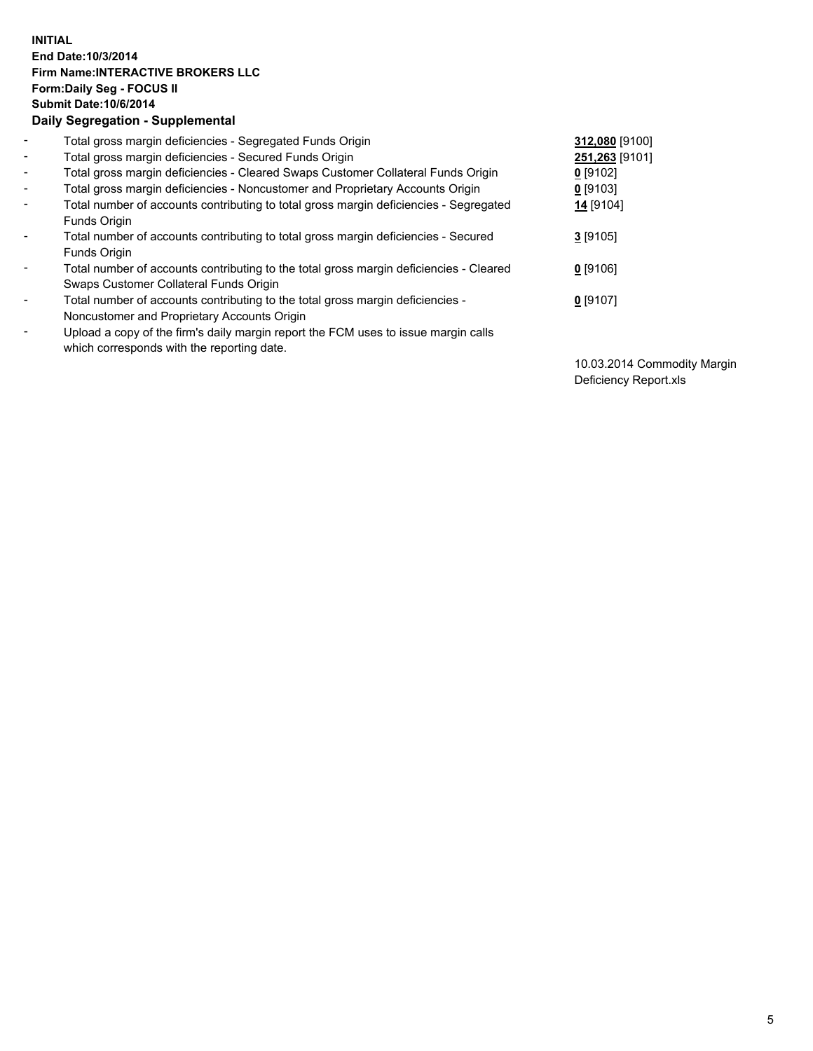**INITIAL**
**End Date:10/3/2014**
**Firm Name:INTERACTIVE BROKERS LLC**
**Form:Daily Seg - FOCUS II**
**Submit Date:10/6/2014**
**Daily Segregation - Supplemental**

| | | |
|---|---|---|
| - | Total gross margin deficiencies - Segregated Funds Origin | **312,080** [9100] |
| - | Total gross margin deficiencies - Secured Funds Origin | **251,263** [9101] |
| - | Total gross margin deficiencies - Cleared Swaps Customer Collateral Funds Origin | **0** [9102] |
| - | Total gross margin deficiencies - Noncustomer and Proprietary Accounts Origin | **0** [9103] |
| - | Total number of accounts contributing to total gross margin deficiencies - Segregated Funds Origin | **14** [9104] |
| - | Total number of accounts contributing to total gross margin deficiencies - Secured Funds Origin | **3** [9105] |
| - | Total number of accounts contributing to the total gross margin deficiencies - Cleared Swaps Customer Collateral Funds Origin | **0** [9106] |
| - | Total number of accounts contributing to the total gross margin deficiencies - Noncustomer and Proprietary Accounts Origin | **0** [9107] |
| - | Upload a copy of the firm's daily margin report the FCM uses to issue margin calls which corresponds with the reporting date. | 10.03.2014 Commodity Margin Deficiency Report.xls |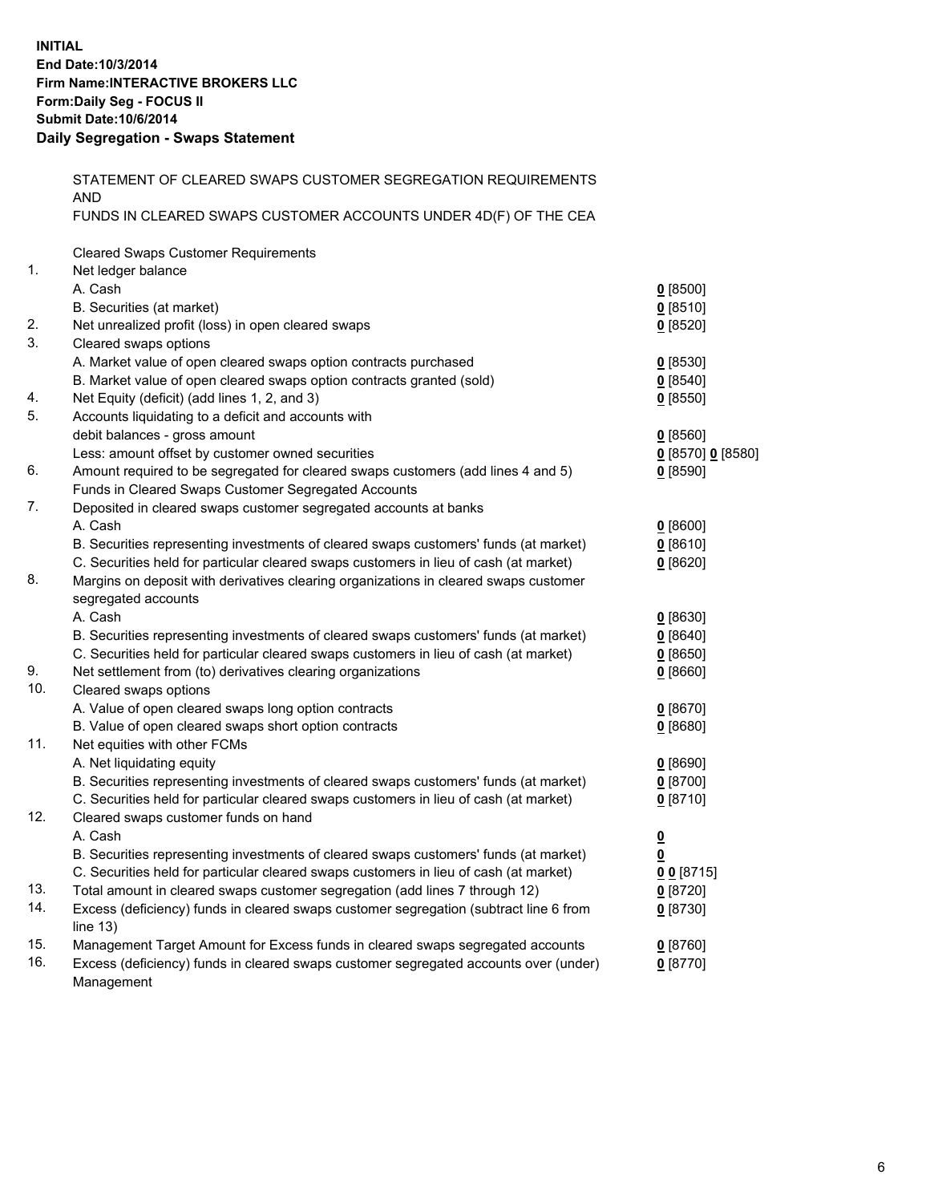**INITIAL**
**End Date:10/3/2014**
**Firm Name:INTERACTIVE BROKERS LLC**
**Form:Daily Seg - FOCUS II**
**Submit Date:10/6/2014**
**Daily Segregation - Swaps Statement**

STATEMENT OF CLEARED SWAPS CUSTOMER SEGREGATION REQUIREMENTS AND FUNDS IN CLEARED SWAPS CUSTOMER ACCOUNTS UNDER 4D(F) OF THE CEA

| | | |
|---|---|---|
| | Cleared Swaps Customer Requirements | |
| 1. | Net ledger balance | |
| | A. Cash | 0 [8500] |
| | B. Securities (at market) | 0 [8510] |
| 2. | Net unrealized profit (loss) in open cleared swaps | 0 [8520] |
| 3. | Cleared swaps options | |
| | A. Market value of open cleared swaps option contracts purchased | 0 [8530] |
| | B. Market value of open cleared swaps option contracts granted (sold) | 0 [8540] |
| 4. | Net Equity (deficit) (add lines 1, 2, and 3) | 0 [8550] |
| 5. | Accounts liquidating to a deficit and accounts with debit balances - gross amount | 0 [8560] |
| | Less: amount offset by customer owned securities | 0 [8570] 0 [8580] |
| 6. | Amount required to be segregated for cleared swaps customers (add lines 4 and 5) | 0 [8590] |
| | Funds in Cleared Swaps Customer Segregated Accounts | |
| 7. | Deposited in cleared swaps customer segregated accounts at banks | |
| | A. Cash | 0 [8600] |
| | B. Securities representing investments of cleared swaps customers' funds (at market) | 0 [8610] |
| | C. Securities held for particular cleared swaps customers in lieu of cash (at market) | 0 [8620] |
| 8. | Margins on deposit with derivatives clearing organizations in cleared swaps customer segregated accounts | |
| | A. Cash | 0 [8630] |
| | B. Securities representing investments of cleared swaps customers' funds (at market) | 0 [8640] |
| | C. Securities held for particular cleared swaps customers in lieu of cash (at market) | 0 [8650] |
| 9. | Net settlement from (to) derivatives clearing organizations | 0 [8660] |
| 10. | Cleared swaps options | |
| | A. Value of open cleared swaps long option contracts | 0 [8670] |
| | B. Value of open cleared swaps short option contracts | 0 [8680] |
| 11. | Net equities with other FCMs | |
| | A. Net liquidating equity | 0 [8690] |
| | B. Securities representing investments of cleared swaps customers' funds (at market) | 0 [8700] |
| | C. Securities held for particular cleared swaps customers in lieu of cash (at market) | 0 [8710] |
| 12. | Cleared swaps customer funds on hand | |
| | A. Cash | 0 |
| | B. Securities representing investments of cleared swaps customers' funds (at market) | 0 |
| | C. Securities held for particular cleared swaps customers in lieu of cash (at market) | 0 0 [8715] |
| 13. | Total amount in cleared swaps customer segregation (add lines 7 through 12) | 0 [8720] |
| 14. | Excess (deficiency) funds in cleared swaps customer segregation (subtract line 6 from line 13) | 0 [8730] |
| 15. | Management Target Amount for Excess funds in cleared swaps segregated accounts | 0 [8760] |
| 16. | Excess (deficiency) funds in cleared swaps customer segregated accounts over (under) Management | 0 [8770] |